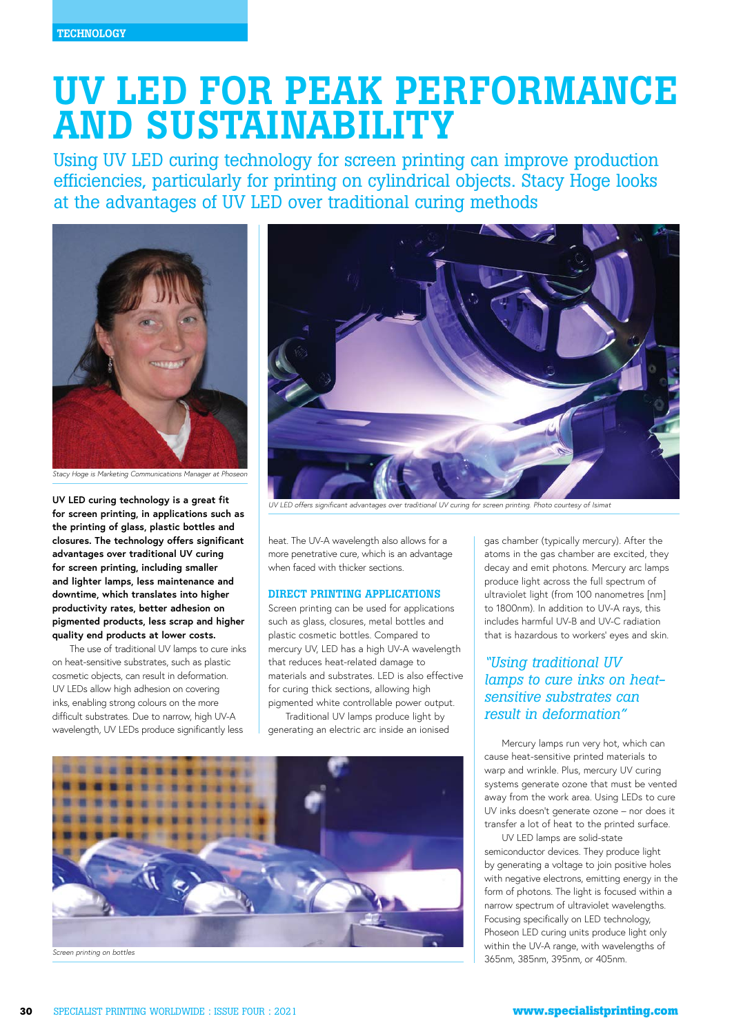TECHNOLOGY

# UV LED FOR PEAK PERFORMANCE AND SUSTAINABILITY

Using UV LED curing technology for screen printing can improve production efficiencies, particularly for printing on cylindrical objects. Stacy Hoge looks at the advantages of UV LED over traditional curing methods

*Stacy Hoge is Marketing Communications Manager at Phoseon*

*UV LED offers significant advantages over traditional UV curing for screen printing. Photo courtesy of Isimat*

**UV LED curing technology is a great fit for screen printing, in applications such as the printing of glass, plastic bottles and closures. The technology offers significant advantages over traditional UV curing for screen printing, including smaller and lighter lamps, less maintenance and downtime, which translates into higher productivity rates, better adhesion on pigmented products, less scrap and higher quality end products at lower costs.**

The use of traditional UV lamps to cure inks on heat-sensitive substrates, such as plastic cosmetic objects, can result in deformation. UV LEDs allow high adhesion on covering inks, enabling strong colours on the more difficult substrates. Due to narrow, high UV-A wavelength, UV LEDs produce significantly less heat. The UV-A wavelength also allows for a more penetrative cure, which is an advantage when faced with thicker sections.

### DIRECT PRINTING APPLICATIONS

Screen printing can be used for applications such as glass, closures, metal bottles and plastic cosmetic bottles. Compared to mercury UV, LED has a high UV-A wavelength that reduces heat-related damage to materials and substrates. LED is also effective for curing thick sections, allowing high pigmented white controllable power output.

Traditional UV lamps produce light by generating an electric arc inside an ionised gas chamber (typically mercury). After the atoms in the gas chamber are excited, they decay and emit photons. Mercury arc lamps produce light across the full spectrum of ultraviolet light (from 100 nanometres [nm] to 1800nm). In addition to UV-A rays, this includes harmful UV-B and UV-C radiation that is hazardous to workers' eyes and skin.

*"Using traditional UV lamps to cure inks on heat-sensitive substrates can result in deformation"*

Mercury lamps run very hot, which can cause heat-sensitive printed materials to warp and wrinkle. Plus, mercury UV curing systems generate ozone that must be vented away from the work area. Using LEDs to cure UV inks doesn't generate ozone – nor does it transfer a lot of heat to the printed surface.

UV LED lamps are solid-state semiconductor devices. They produce light by generating a voltage to join positive holes with negative electrons, emitting energy in the form of photons. The light is focused within a narrow spectrum of ultraviolet wavelengths. Focusing specifically on LED technology, Phoseon LED curing units produce light only within the UV-A range, with wavelengths of 365nm, 385nm, 395nm, or 405nm.

*Screen printing on bottles*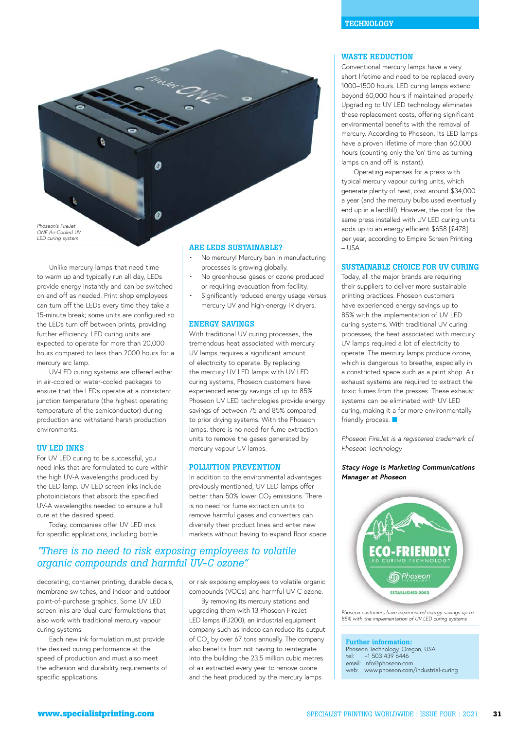Phoseon's FireJet ONE Air-Cooled UV LED curing system

Unlike mercury lamps that need time to warm up and typically run all day, LEDs provide energy instantly and can be switched on and off as needed. Print shop employees can turn off the LEDs every time they take a 15-minute break; some units are configured so the LEDs turn off between prints, providing further efficiency. LED curing units are expected to operate for more than 20,000 hours compared to less than 2000 hours for a mercury arc lamp.

UV-LED curing systems are offered either in air-cooled or water-cooled packages to ensure that the LEDs operate at a consistent junction temperature (the highest operating temperature of the semiconductor) during production and withstand harsh production environments.

## UV LED INKS

For UV LED curing to be successful, you need inks that are formulated to cure within the high UV-A wavelengths produced by the LED lamp. UV LED screen inks include photoinitiators that absorb the specified UV-A wavelengths needed to ensure a full cure at the desired speed.

Today, companies offer UV LED inks for specific applications, including bottle decorating, container printing, durable decals, membrane switches, and indoor and outdoor point-of-purchase graphics. Some UV LED screen inks are 'dual-cure' formulations that also work with traditional mercury vapour curing systems.

Each new ink formulation must provide the desired curing performance at the speed of production and must also meet the adhesion and durability requirements of specific applications.

## ARE LEDS SUSTAINABLE?

- No mercury! Mercury ban in manufacturing processes is growing globally.
- No greenhouse gases or ozone produced or requiring evacuation from facility.
- Significantly reduced energy usage versus mercury UV and high-energy IR dryers.

## ENERGY SAVINGS

With traditional UV curing processes, the tremendous heat associated with mercury UV lamps requires a significant amount of electricity to operate. By replacing the mercury UV lamps with UV LED curing systems, Phoseon customers have experienced energy savings of up to 85%. Phoseon UV LED technologies provide energy savings of between 75 and 85% compared to prior drying systems. With the Phoseon lamps, there is no need for fume extraction units to remove the gases generated by mercury vapour UV lamps.

## POLLUTION PREVENTION

In addition to the environmental advantages previously mentioned, UV LED lamps offer better than 50% lower $CO_2$ emissions. There is no need for fume extraction units to remove harmful gases and converters can diversify their product lines and enter new markets without having to expand floor space or risk exposing employees to volatile organic compounds (VOCs) and harmful UV-C ozone.

*"There is no need to risk exposing employees to volatile organic compounds and harmful UV-C ozone"*

By removing its mercury stations and upgrading them with 13 Phoseon FireJet LED lamps (FJ200), an industrial equipment company such as Indeco can reduce its output of $CO_2$ by over 67 tons annually. The company also benefits from not having to reintegrate into the building the 23.5 million cubic metres of air extracted every year to remove ozone and the heat produced by the mercury lamps.

## WASTE REDUCTION

Conventional mercury lamps have a very short lifetime and need to be replaced every 1000–1500 hours. LED curing lamps extend beyond 60,000 hours if maintained properly. Upgrading to UV LED technology eliminates these replacement costs, offering significant environmental benefits with the removal of mercury. According to Phoseon, its LED lamps have a proven lifetime of more than 60,000 hours (counting only the 'on' time as turning lamps on and off is instant).

Operating expenses for a press with typical mercury vapour curing units, which generate plenty of heat, cost around $34,000 a year (and the mercury bulbs used eventually end up in a landfill). However, the cost for the same press installed with UV LED curing units adds up to an energy efficient $658 [£478] per year, according to Empire Screen Printing – USA.

## SUSTAINABLE CHOICE FOR UV CURING

Today, all the major brands are requiring their suppliers to deliver more sustainable printing practices. Phoseon customers have experienced energy savings up to 85% with the implementation of UV LED curing systems. With traditional UV curing processes, the heat associated with mercury UV lamps required a lot of electricity to operate. The mercury lamps produce ozone, which is dangerous to breathe, especially in a constricted space such as a print shop. Air exhaust systems are required to extract the toxic fumes from the presses. These exhaust systems can be eliminated with UV LED curing, making it a far more environmentally-friendly process. ■

*Phoseon FireJet is a registered trademark of Phoseon Technology*

***Stacy Hoge is Marketing Communications Manager at Phoseon***

Phoseon customers have experienced energy savings up to 85% with the implementation of UV LED curing systems

**Further information:**
Phoseon Technology, Oregon, USA
tel: +1 503 439 6446
email: info@phoseon.com
web: www.phoseon.com/industrial-curing